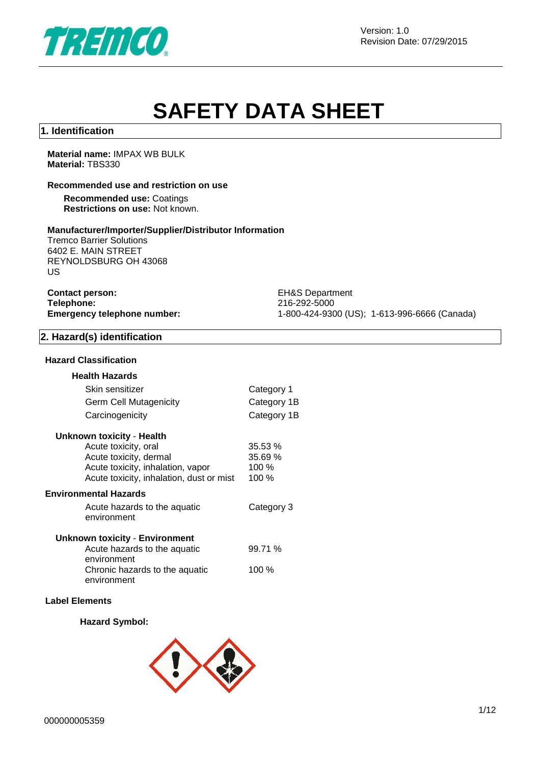Version: 1.0
Revision Date: 07/29/2015

# SAFETY DATA SHEET

## 1. Identification

**Material name:** IMPAX WB BULK
**Material:** TBS330

**Recommended use and restriction on use**

**Recommended use:** Coatings
**Restrictions on use:** Not known.

**Manufacturer/Importer/Supplier/Distributor Information**
Tremco Barrier Solutions
6402 E. MAIN STREET
REYNOLDSBURG OH 43068
US

| | |
|---|---|
| **Contact person:** | EH&S Department |
| **Telephone:** | 216-292-5000 |
| **Emergency telephone number:** | 1-800-424-9300 (US); 1-613-996-6666 (Canada) |

## 2. Hazard(s) identification

**Hazard Classification**

**Health Hazards**

| | |
|---|---|
| Skin sensitizer | Category 1 |
| Germ Cell Mutagenicity | Category 1B |
| Carcinogenicity | Category 1B |

**Unknown toxicity - Health**

| | |
|---|---|
| Acute toxicity, oral | 35.53 % |
| Acute toxicity, dermal | 35.69 % |
| Acute toxicity, inhalation, vapor | 100 % |
| Acute toxicity, inhalation, dust or mist | 100 % |

**Environmental Hazards**

| | |
|---|---|
| Acute hazards to the aquatic environment | Category 3 |

**Unknown toxicity - Environment**

| | |
|---|---|
| Acute hazards to the aquatic environment | 99.71 % |
| Chronic hazards to the aquatic environment | 100 % |

**Label Elements**

**Hazard Symbol:**

000000005359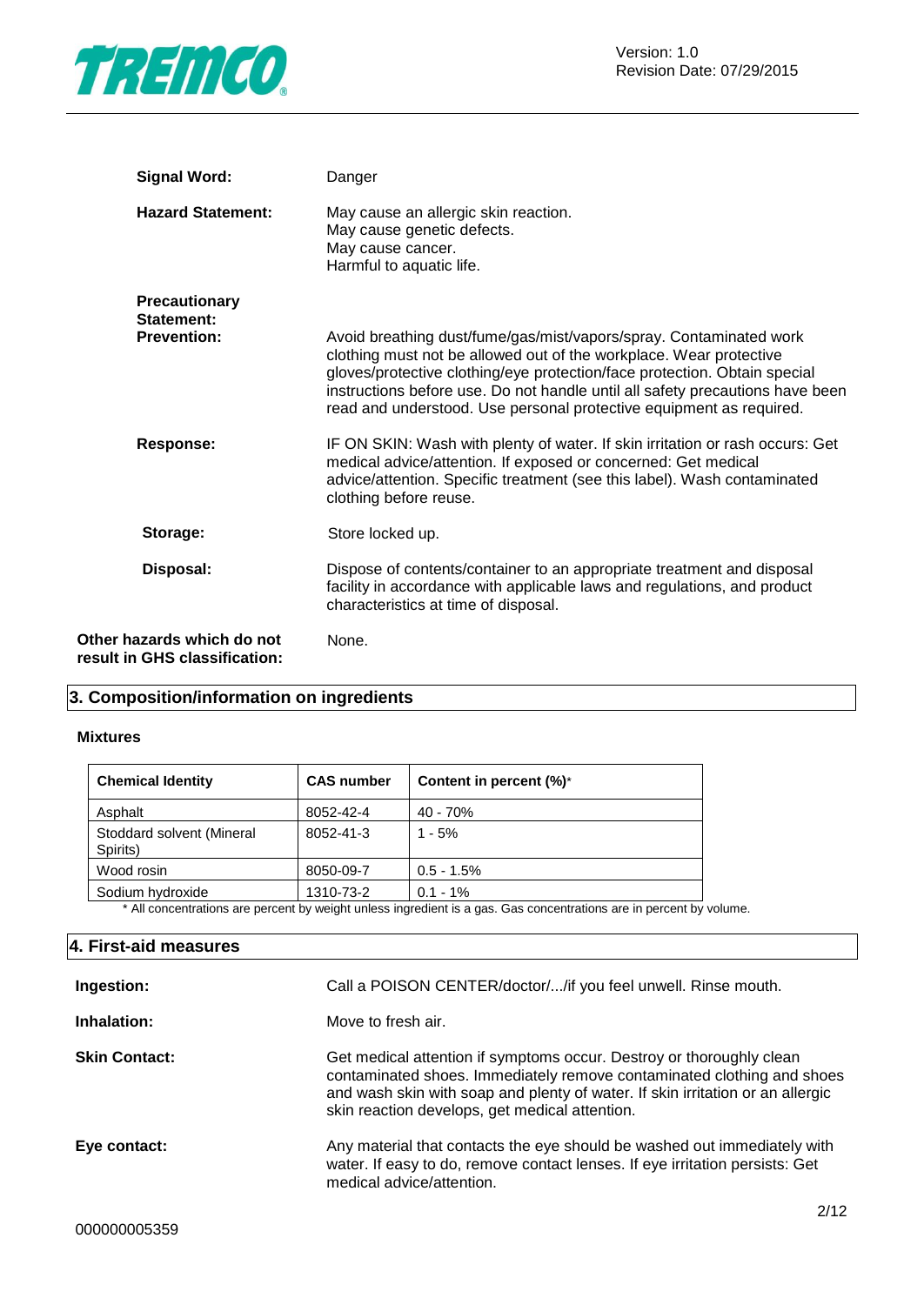**Signal Word:** Danger

**Hazard Statement:** May cause an allergic skin reaction.
May cause genetic defects.
May cause cancer.
Harmful to aquatic life.

**Precautionary Statement:**

**Prevention:** Avoid breathing dust/fume/gas/mist/vapors/spray. Contaminated work clothing must not be allowed out of the workplace. Wear protective gloves/protective clothing/eye protection/face protection. Obtain special instructions before use. Do not handle until all safety precautions have been read and understood. Use personal protective equipment as required.

**Response:** IF ON SKIN: Wash with plenty of water. If skin irritation or rash occurs: Get medical advice/attention. If exposed or concerned: Get medical advice/attention. Specific treatment (see this label). Wash contaminated clothing before reuse.

**Storage:** Store locked up.

**Disposal:** Dispose of contents/container to an appropriate treatment and disposal facility in accordance with applicable laws and regulations, and product characteristics at time of disposal.

**Other hazards which do not result in GHS classification:** None.

## 3. Composition/information on ingredients

**Mixtures**

| Chemical Identity | CAS number | Content in percent (%)* |
|---|---|---|
| Asphalt | 8052-42-4 | 40 - 70% |
| Stoddard solvent (Mineral Spirits) | 8052-41-3 | 1 - 5% |
| Wood rosin | 8050-09-7 | 0.5 - 1.5% |
| Sodium hydroxide | 1310-73-2 | 0.1 - 1% |

\* All concentrations are percent by weight unless ingredient is a gas. Gas concentrations are in percent by volume.

## 4. First-aid measures

**Ingestion:** Call a POISON CENTER/doctor/.../if you feel unwell. Rinse mouth.

**Inhalation:** Move to fresh air.

**Skin Contact:** Get medical attention if symptoms occur. Destroy or thoroughly clean contaminated shoes. Immediately remove contaminated clothing and shoes and wash skin with soap and plenty of water. If skin irritation or an allergic skin reaction develops, get medical attention.

**Eye contact:** Any material that contacts the eye should be washed out immediately with water. If easy to do, remove contact lenses. If eye irritation persists: Get medical advice/attention.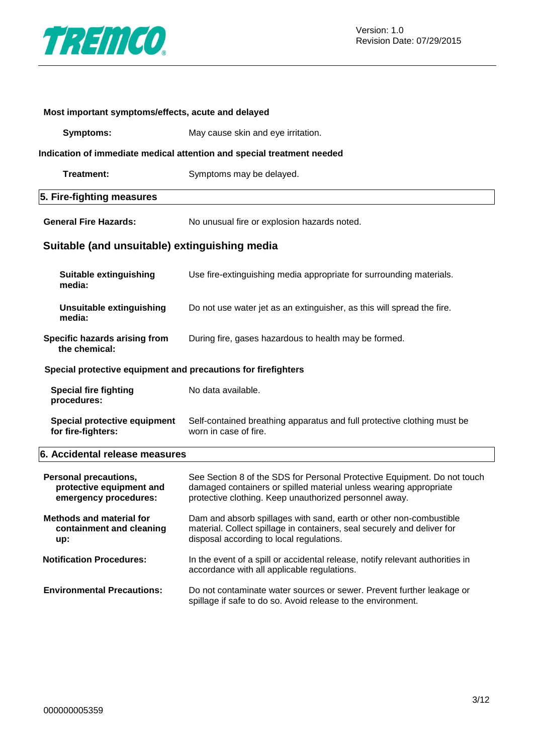**Most important symptoms/effects, acute and delayed**

**Symptoms:** May cause skin and eye irritation.

**Indication of immediate medical attention and special treatment needed**

**Treatment:** Symptoms may be delayed.

## 5. Fire-fighting measures

**General Fire Hazards:** No unusual fire or explosion hazards noted.

### Suitable (and unsuitable) extinguishing media

**Suitable extinguishing media:** Use fire-extinguishing media appropriate for surrounding materials.

**Unsuitable extinguishing media:** Do not use water jet as an extinguisher, as this will spread the fire.

**Specific hazards arising from the chemical:** During fire, gases hazardous to health may be formed.

**Special protective equipment and precautions for firefighters**

**Special fire fighting procedures:** No data available.

**Special protective equipment for fire-fighters:** Self-contained breathing apparatus and full protective clothing must be worn in case of fire.

## 6. Accidental release measures

**Personal precautions, protective equipment and emergency procedures:** See Section 8 of the SDS for Personal Protective Equipment. Do not touch damaged containers or spilled material unless wearing appropriate protective clothing. Keep unauthorized personnel away.

**Methods and material for containment and cleaning up:** Dam and absorb spillages with sand, earth or other non-combustible material. Collect spillage in containers, seal securely and deliver for disposal according to local regulations.

**Notification Procedures:** In the event of a spill or accidental release, notify relevant authorities in accordance with all applicable regulations.

**Environmental Precautions:** Do not contaminate water sources or sewer. Prevent further leakage or spillage if safe to do so. Avoid release to the environment.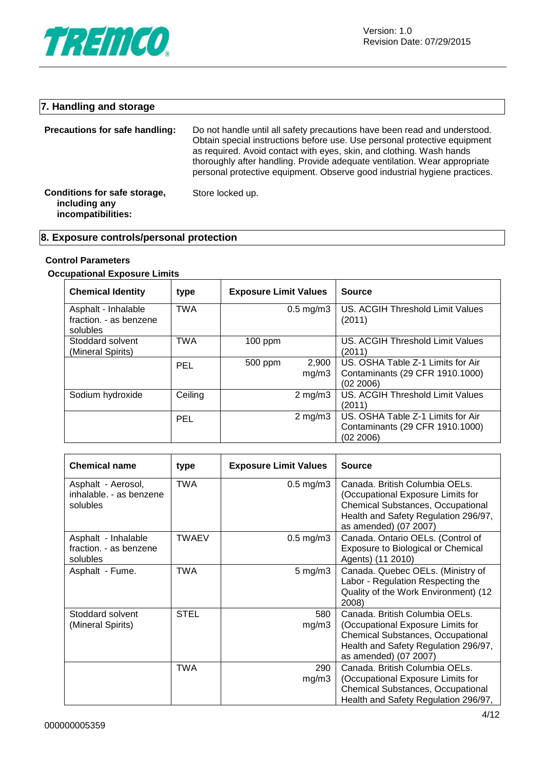## 7. Handling and storage

**Precautions for safe handling:** Do not handle until all safety precautions have been read and understood. Obtain special instructions before use. Use personal protective equipment as required. Avoid contact with eyes, skin, and clothing. Wash hands thoroughly after handling. Provide adequate ventilation. Wear appropriate personal protective equipment. Observe good industrial hygiene practices.

**Conditions for safe storage, including any incompatibilities:** Store locked up.

## 8. Exposure controls/personal protection

**Control Parameters**

**Occupational Exposure Limits**

| Chemical Identity | type | Exposure Limit Values | | Source |
|---|---|---|---|---|
| Asphalt - Inhalable fraction. - as benzene solubles | TWA | | 0.5 mg/m3 | US. ACGIH Threshold Limit Values (2011) |
| Stoddard solvent (Mineral Spirits) | TWA | 100 ppm | | US. ACGIH Threshold Limit Values (2011) |
| | PEL | 500 ppm | 2,900 mg/m3 | US. OSHA Table Z-1 Limits for Air Contaminants (29 CFR 1910.1000) (02 2006) |
| Sodium hydroxide | Ceiling | | 2 mg/m3 | US. ACGIH Threshold Limit Values (2011) |
| | PEL | | 2 mg/m3 | US. OSHA Table Z-1 Limits for Air Contaminants (29 CFR 1910.1000) (02 2006) |

| Chemical name | type | Exposure Limit Values | Source |
|---|---|---|---|
| Asphalt - Aerosol, inhalable. - as benzene solubles | TWA | 0.5 mg/m3 | Canada. British Columbia OELs. (Occupational Exposure Limits for Chemical Substances, Occupational Health and Safety Regulation 296/97, as amended) (07 2007) |
| Asphalt - Inhalable fraction. - as benzene solubles | TWAEV | 0.5 mg/m3 | Canada. Ontario OELs. (Control of Exposure to Biological or Chemical Agents) (11 2010) |
| Asphalt - Fume. | TWA | 5 mg/m3 | Canada. Quebec OELs. (Ministry of Labor - Regulation Respecting the Quality of the Work Environment) (12 2008) |
| Stoddard solvent (Mineral Spirits) | STEL | 580 mg/m3 | Canada. British Columbia OELs. (Occupational Exposure Limits for Chemical Substances, Occupational Health and Safety Regulation 296/97, as amended) (07 2007) |
| | TWA | 290 mg/m3 | Canada. British Columbia OELs. (Occupational Exposure Limits for Chemical Substances, Occupational Health and Safety Regulation 296/97, |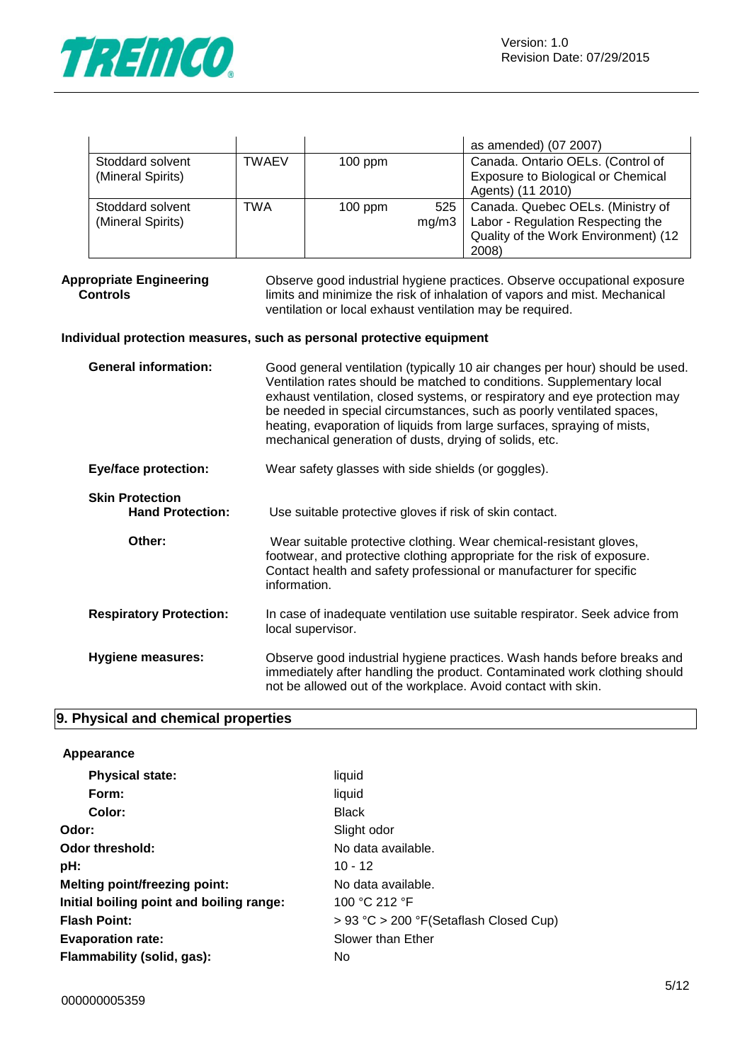| | | | | |
|---|---|---|---|---|
| | | | | as amended) (07 2007) |
| Stoddard solvent (Mineral Spirits) | TWAEV | 100 ppm | | Canada. Ontario OELs. (Control of Exposure to Biological or Chemical Agents) (11 2010) |
| Stoddard solvent (Mineral Spirits) | TWA | 100 ppm | 525 mg/m3 | Canada. Quebec OELs. (Ministry of Labor - Regulation Respecting the Quality of the Work Environment) (12 2008) |

**Appropriate Engineering Controls**

Observe good industrial hygiene practices. Observe occupational exposure limits and minimize the risk of inhalation of vapors and mist. Mechanical ventilation or local exhaust ventilation may be required.

**Individual protection measures, such as personal protective equipment**

**General information:** Good general ventilation (typically 10 air changes per hour) should be used. Ventilation rates should be matched to conditions. Supplementary local exhaust ventilation, closed systems, or respiratory and eye protection may be needed in special circumstances, such as poorly ventilated spaces, heating, evaporation of liquids from large surfaces, spraying of mists, mechanical generation of dusts, drying of solids, etc.

**Eye/face protection:** Wear safety glasses with side shields (or goggles).

**Skin Protection**

**Hand Protection:** Use suitable protective gloves if risk of skin contact.

**Other:** Wear suitable protective clothing. Wear chemical-resistant gloves, footwear, and protective clothing appropriate for the risk of exposure. Contact health and safety professional or manufacturer for specific information.

**Respiratory Protection:** In case of inadequate ventilation use suitable respirator. Seek advice from local supervisor.

**Hygiene measures:** Observe good industrial hygiene practices. Wash hands before breaks and immediately after handling the product. Contaminated work clothing should not be allowed out of the workplace. Avoid contact with skin.

## 9. Physical and chemical properties

**Appearance**

**Physical state:** liquid

**Form:** liquid

**Color:** Black

**Odor:** Slight odor

**Odor threshold:** No data available.

**pH:** 10 - 12

**Melting point/freezing point:** No data available.

**Initial boiling point and boiling range:** 100 °C 212 °F

**Flash Point:** > 93 °C > 200 °F(Setaflash Closed Cup)

**Evaporation rate:** Slower than Ether

**Flammability (solid, gas):** No

000000005359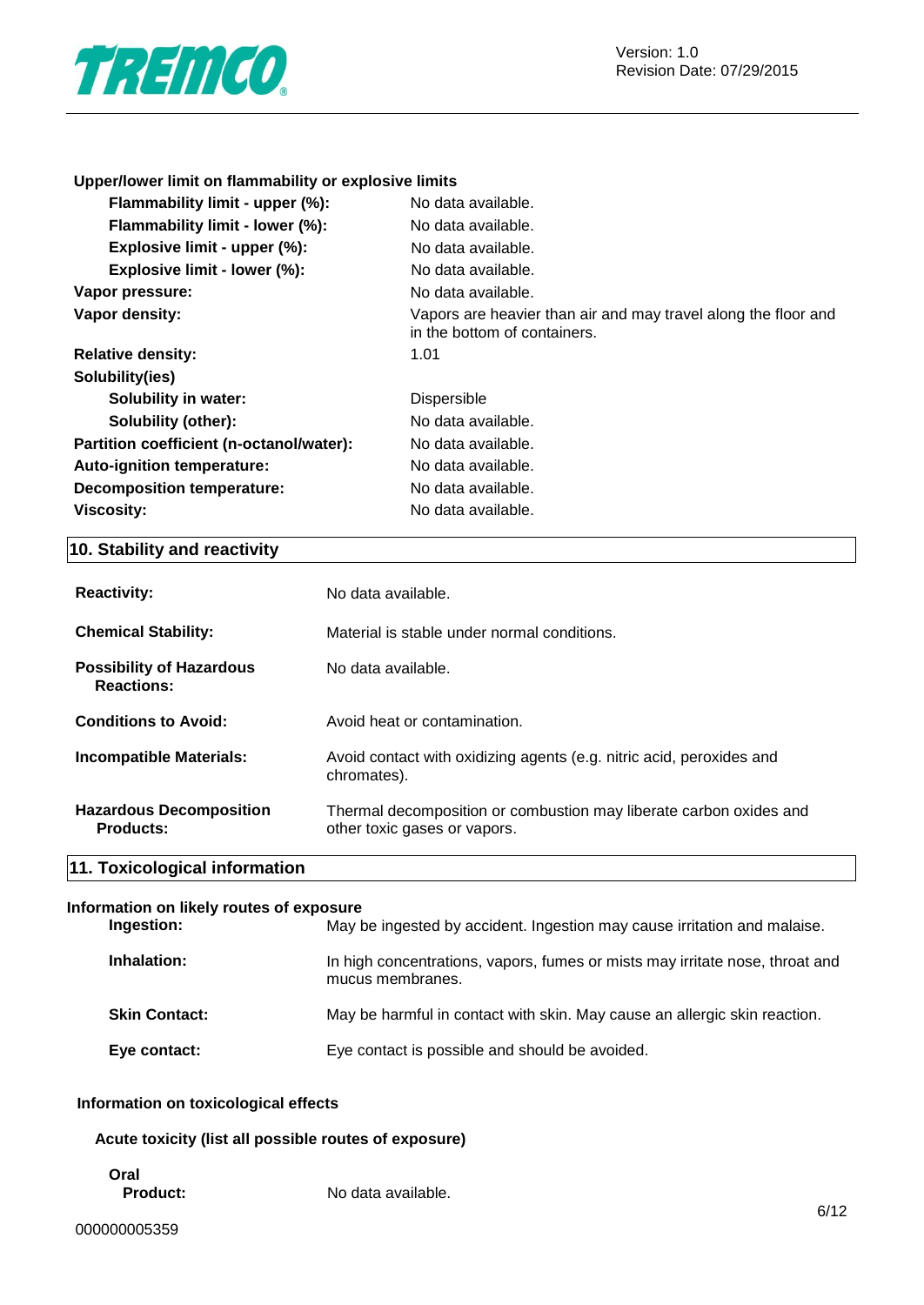**Upper/lower limit on flammability or explosive limits**

| | |
|---|---|
| **Flammability limit - upper (%):** | No data available. |
| **Flammability limit - lower (%):** | No data available. |
| **Explosive limit - upper (%):** | No data available. |
| **Explosive limit - lower (%):** | No data available. |
| **Vapor pressure:** | No data available. |
| **Vapor density:** | Vapors are heavier than air and may travel along the floor and in the bottom of containers. |
| **Relative density:** | 1.01 |
| **Solubility(ies)** | |
| **Solubility in water:** | Dispersible |
| **Solubility (other):** | No data available. |
| **Partition coefficient (n-octanol/water):** | No data available. |
| **Auto-ignition temperature:** | No data available. |
| **Decomposition temperature:** | No data available. |
| **Viscosity:** | No data available. |

## 10. Stability and reactivity

| | |
|---|---|
| **Reactivity:** | No data available. |
| **Chemical Stability:** | Material is stable under normal conditions. |
| **Possibility of Hazardous Reactions:** | No data available. |
| **Conditions to Avoid:** | Avoid heat or contamination. |
| **Incompatible Materials:** | Avoid contact with oxidizing agents (e.g. nitric acid, peroxides and chromates). |
| **Hazardous Decomposition Products:** | Thermal decomposition or combustion may liberate carbon oxides and other toxic gases or vapors. |

## 11. Toxicological information

**Information on likely routes of exposure**

| | |
|---|---|
| **Ingestion:** | May be ingested by accident. Ingestion may cause irritation and malaise. |
| **Inhalation:** | In high concentrations, vapors, fumes or mists may irritate nose, throat and mucus membranes. |
| **Skin Contact:** | May be harmful in contact with skin. May cause an allergic skin reaction. |
| **Eye contact:** | Eye contact is possible and should be avoided. |

**Information on toxicological effects**

**Acute toxicity (list all possible routes of exposure)**

**Oral**

**Product:** No data available.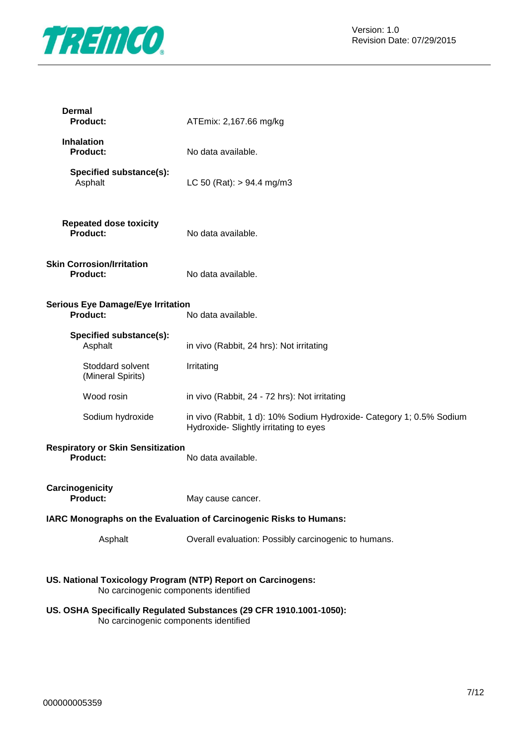**Dermal**

| | |
|---|---|
| **Product:** | ATEmix: 2,167.66 mg/kg |

**Inhalation**

| | |
|---|---|
| **Product:** | No data available. |
| **Specified substance(s):** | |
| Asphalt | LC 50 (Rat): > 94.4 mg/m3 |

**Repeated dose toxicity**

| | |
|---|---|
| **Product:** | No data available. |

**Skin Corrosion/Irritation**

| | |
|---|---|
| **Product:** | No data available. |

**Serious Eye Damage/Eye Irritation**

| | |
|---|---|
| **Product:** | No data available. |
| **Specified substance(s):** | |
| Asphalt | in vivo (Rabbit, 24 hrs): Not irritating |
| Stoddard solvent (Mineral Spirits) | Irritating |
| Wood rosin | in vivo (Rabbit, 24 - 72 hrs): Not irritating |
| Sodium hydroxide | in vivo (Rabbit, 1 d): 10% Sodium Hydroxide- Category 1; 0.5% Sodium Hydroxide- Slightly irritating to eyes |

**Respiratory or Skin Sensitization**

| | |
|---|---|
| **Product:** | No data available. |

**Carcinogenicity**

| | |
|---|---|
| **Product:** | May cause cancer. |

**IARC Monographs on the Evaluation of Carcinogenic Risks to Humans:**

| | |
|---|---|
| Asphalt | Overall evaluation: Possibly carcinogenic to humans. |

**US. National Toxicology Program (NTP) Report on Carcinogens:**
No carcinogenic components identified

**US. OSHA Specifically Regulated Substances (29 CFR 1910.1001-1050):**
No carcinogenic components identified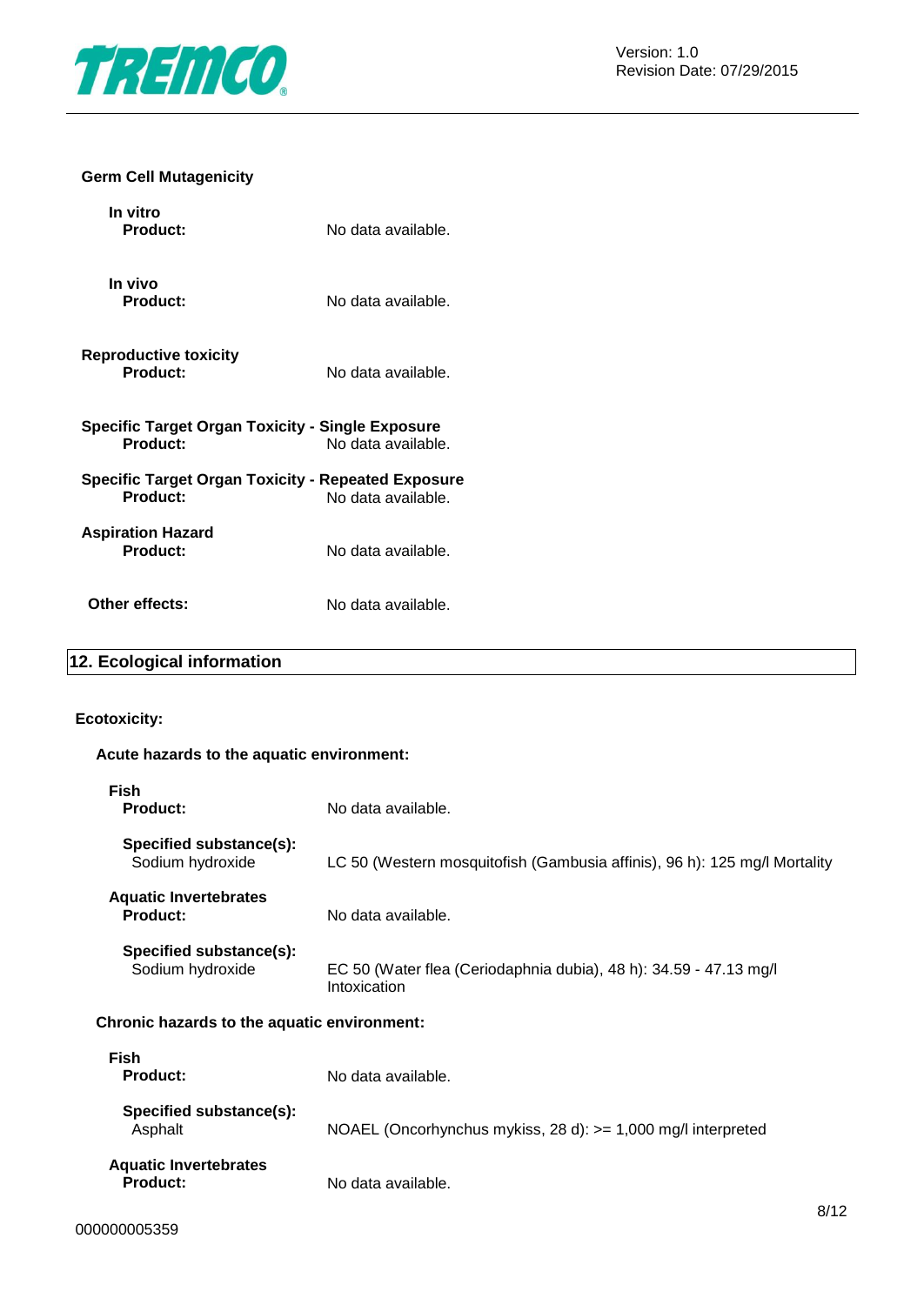**Germ Cell Mutagenicity**

**In vitro**

| | |
|---|---|
| **Product:** | No data available. |

**In vivo**

| | |
|---|---|
| **Product:** | No data available. |

**Reproductive toxicity**

| | |
|---|---|
| **Product:** | No data available. |

**Specific Target Organ Toxicity - Single Exposure**

| | |
|---|---|
| **Product:** | No data available. |

**Specific Target Organ Toxicity - Repeated Exposure**

| | |
|---|---|
| **Product:** | No data available. |

**Aspiration Hazard**

| | |
|---|---|
| **Product:** | No data available. |

| | |
|---|---|
| **Other effects:** | No data available. |

## 12. Ecological information

**Ecotoxicity:**

**Acute hazards to the aquatic environment:**

**Fish**

| | |
|---|---|
| **Product:** | No data available. |
| **Specified substance(s):** Sodium hydroxide | LC 50 (Western mosquitofish (Gambusia affinis), 96 h): 125 mg/l Mortality |

**Aquatic Invertebrates**

| | |
|---|---|
| **Product:** | No data available. |
| **Specified substance(s):** Sodium hydroxide | EC 50 (Water flea (Ceriodaphnia dubia), 48 h): 34.59 - 47.13 mg/l Intoxication |

**Chronic hazards to the aquatic environment:**

**Fish**

| | |
|---|---|
| **Product:** | No data available. |
| **Specified substance(s):** Asphalt | NOAEL (Oncorhynchus mykiss, 28 d): >= 1,000 mg/l interpreted |

**Aquatic Invertebrates**

| | |
|---|---|
| **Product:** | No data available. |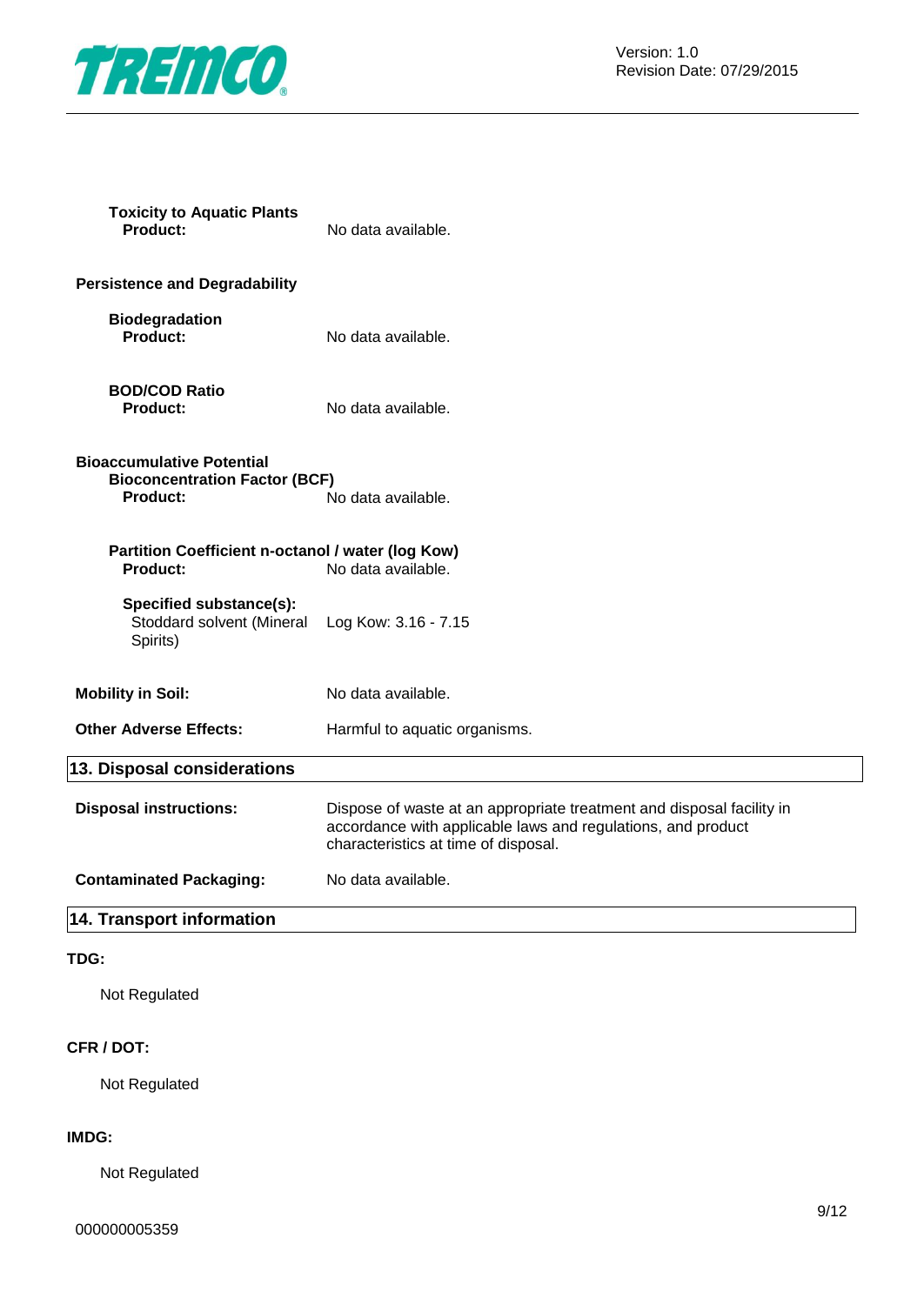**Toxicity to Aquatic Plants**

**Product:** No data available.

**Persistence and Degradability**

**Biodegradation**

**Product:** No data available.

**BOD/COD Ratio**

**Product:** No data available.

**Bioaccumulative Potential**

**Bioconcentration Factor (BCF)**

**Product:** No data available.

**Partition Coefficient n-octanol / water (log Kow)**

**Product:** No data available.

**Specified substance(s):**

Stoddard solvent (Mineral Spirits) Log Kow: 3.16 - 7.15

**Mobility in Soil:** No data available.

**Other Adverse Effects:** Harmful to aquatic organisms.

## 13. Disposal considerations

**Disposal instructions:** Dispose of waste at an appropriate treatment and disposal facility in accordance with applicable laws and regulations, and product characteristics at time of disposal.

**Contaminated Packaging:** No data available.

## 14. Transport information

**TDG:**

Not Regulated

**CFR / DOT:**

Not Regulated

**IMDG:**

Not Regulated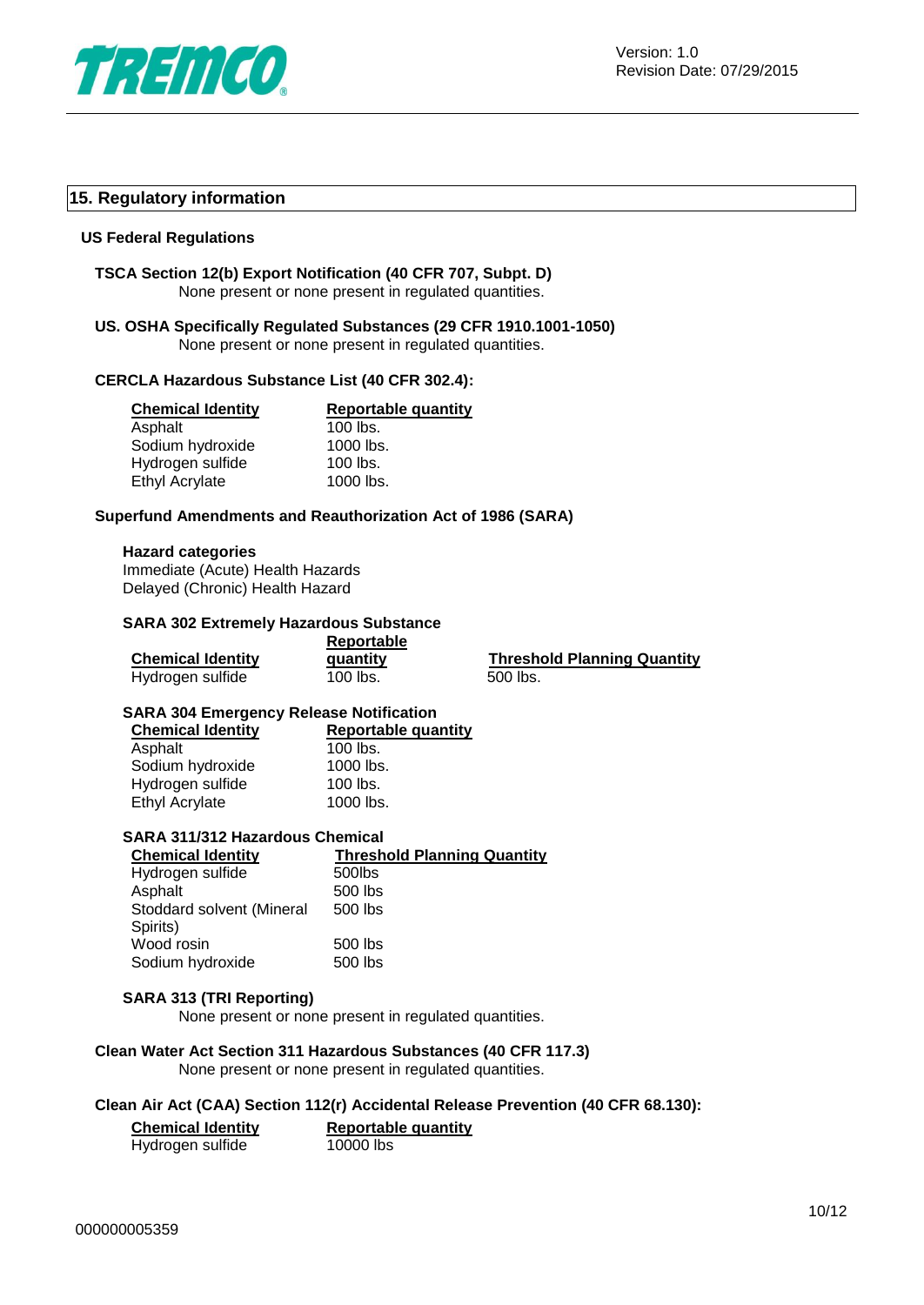## 15. Regulatory information

### US Federal Regulations

**TSCA Section 12(b) Export Notification (40 CFR 707, Subpt. D)**

None present or none present in regulated quantities.

**US. OSHA Specifically Regulated Substances (29 CFR 1910.1001-1050)**

None present or none present in regulated quantities.

**CERCLA Hazardous Substance List (40 CFR 302.4):**

| Chemical Identity | Reportable quantity |
|---|---|
| Asphalt | 100 lbs. |
| Sodium hydroxide | 1000 lbs. |
| Hydrogen sulfide | 100 lbs. |
| Ethyl Acrylate | 1000 lbs. |

**Superfund Amendments and Reauthorization Act of 1986 (SARA)**

**Hazard categories**

Immediate (Acute) Health Hazards
Delayed (Chronic) Health Hazard

**SARA 302 Extremely Hazardous Substance**

| Chemical Identity | Reportable quantity | Threshold Planning Quantity |
|---|---|---|
| Hydrogen sulfide | 100 lbs. | 500 lbs. |

**SARA 304 Emergency Release Notification**

| Chemical Identity | Reportable quantity |
|---|---|
| Asphalt | 100 lbs. |
| Sodium hydroxide | 1000 lbs. |
| Hydrogen sulfide | 100 lbs. |
| Ethyl Acrylate | 1000 lbs. |

**SARA 311/312 Hazardous Chemical**

| Chemical Identity | Threshold Planning Quantity |
|---|---|
| Hydrogen sulfide | 500lbs |
| Asphalt | 500 lbs |
| Stoddard solvent (Mineral Spirits) | 500 lbs |
| Wood rosin | 500 lbs |
| Sodium hydroxide | 500 lbs |

**SARA 313 (TRI Reporting)**

None present or none present in regulated quantities.

**Clean Water Act Section 311 Hazardous Substances (40 CFR 117.3)**

None present or none present in regulated quantities.

**Clean Air Act (CAA) Section 112(r) Accidental Release Prevention (40 CFR 68.130):**

| Chemical Identity | Reportable quantity |
|---|---|
| Hydrogen sulfide | 10000 lbs |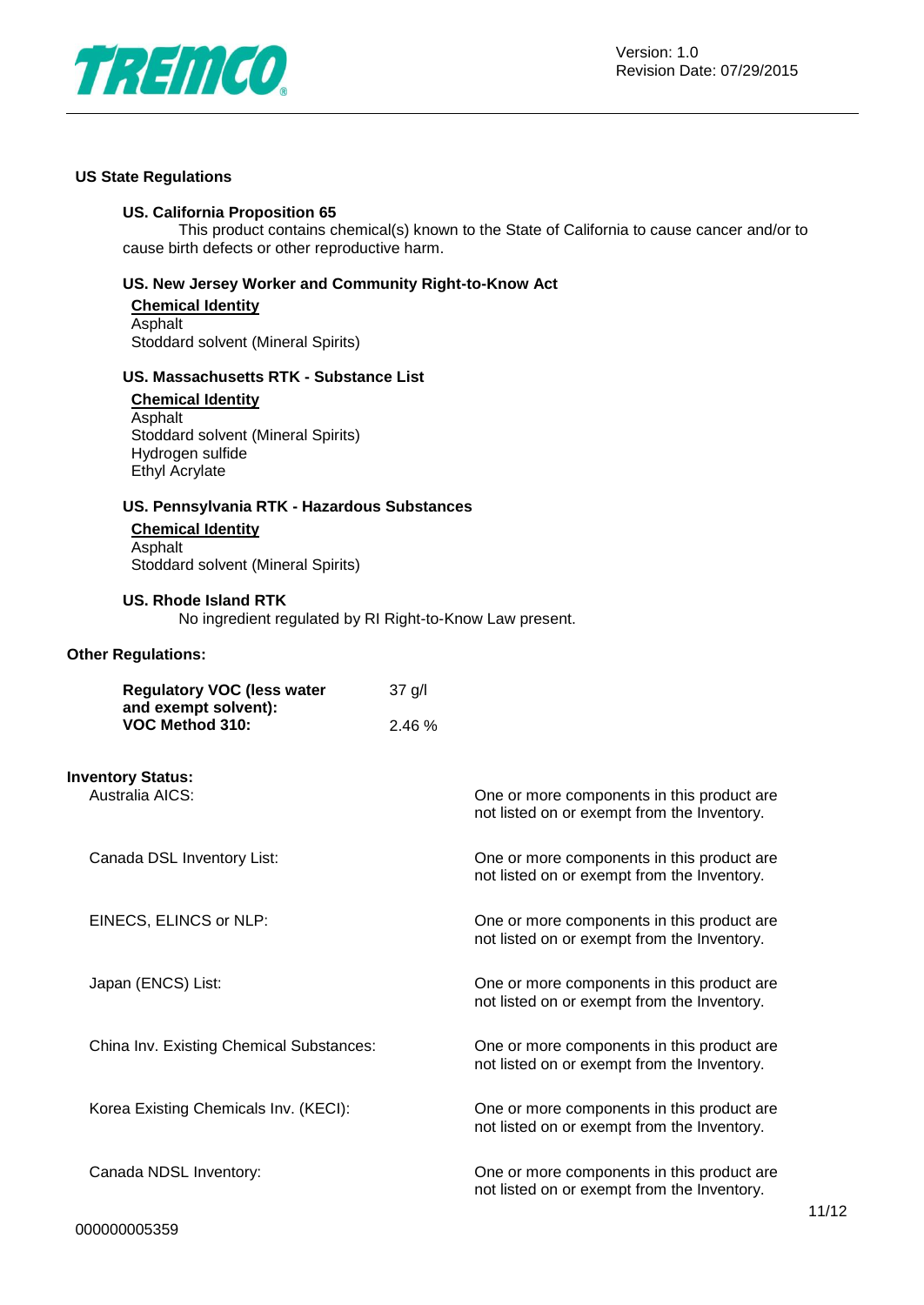## US State Regulations

### US. California Proposition 65

This product contains chemical(s) known to the State of California to cause cancer and/or to cause birth defects or other reproductive harm.

### US. New Jersey Worker and Community Right-to-Know Act

**Chemical Identity**

Asphalt
Stoddard solvent (Mineral Spirits)

### US. Massachusetts RTK - Substance List

**Chemical Identity**

Asphalt
Stoddard solvent (Mineral Spirits)
Hydrogen sulfide
Ethyl Acrylate

### US. Pennsylvania RTK - Hazardous Substances

**Chemical Identity**

Asphalt
Stoddard solvent (Mineral Spirits)

### US. Rhode Island RTK

No ingredient regulated by RI Right-to-Know Law present.

## Other Regulations:

| | |
|---|---|
| **Regulatory VOC (less water and exempt solvent):** | 37 g/l |
| **VOC Method 310:** | 2.46 % |

## Inventory Status:

| | |
|---|---|
| Australia AICS: | One or more components in this product are not listed on or exempt from the Inventory. |
| Canada DSL Inventory List: | One or more components in this product are not listed on or exempt from the Inventory. |
| EINECS, ELINCS or NLP: | One or more components in this product are not listed on or exempt from the Inventory. |
| Japan (ENCS) List: | One or more components in this product are not listed on or exempt from the Inventory. |
| China Inv. Existing Chemical Substances: | One or more components in this product are not listed on or exempt from the Inventory. |
| Korea Existing Chemicals Inv. (KECI): | One or more components in this product are not listed on or exempt from the Inventory. |
| Canada NDSL Inventory: | One or more components in this product are not listed on or exempt from the Inventory. |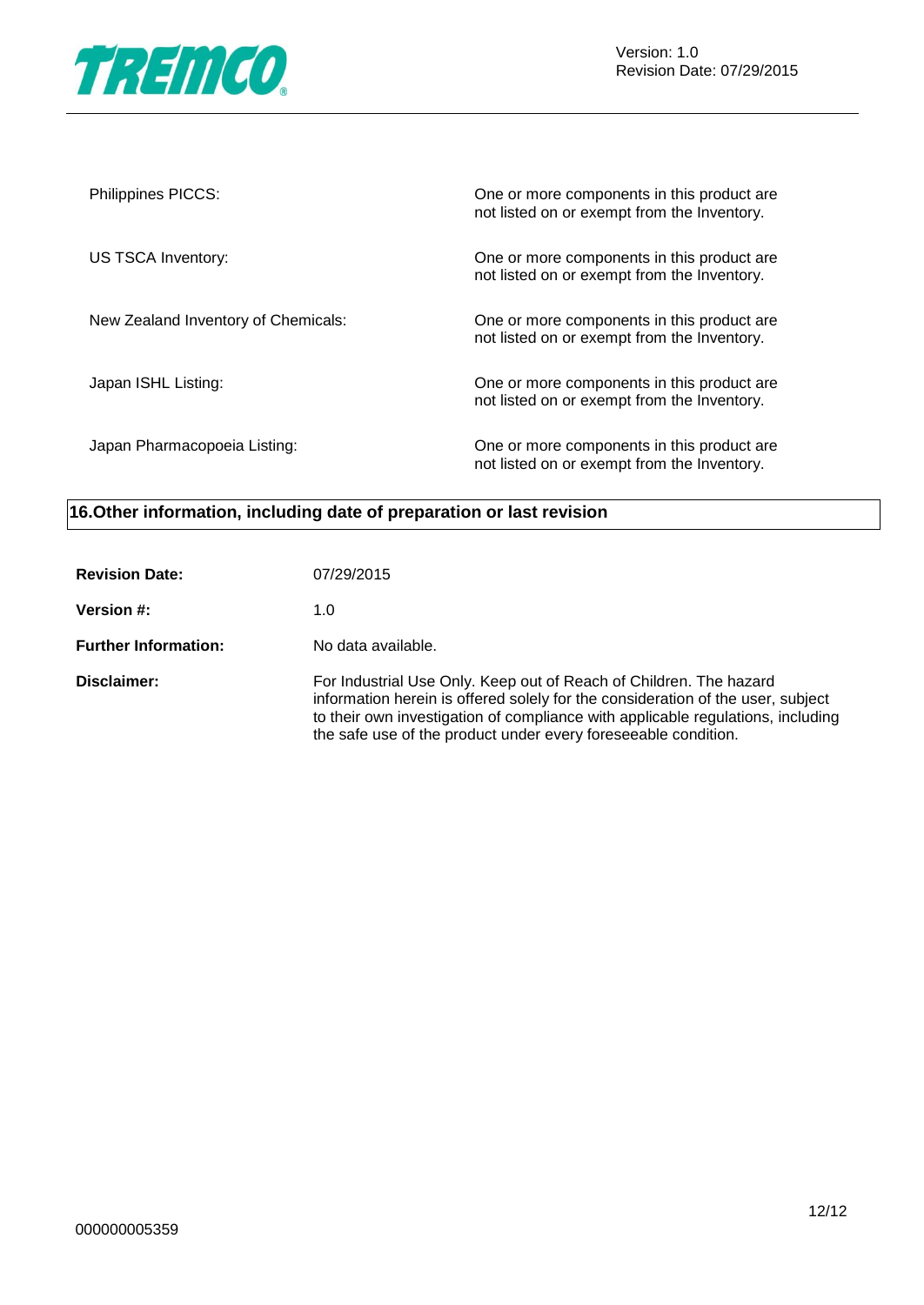| | |
|---|---|
| Philippines PICCS: | One or more components in this product are not listed on or exempt from the Inventory. |
| US TSCA Inventory: | One or more components in this product are not listed on or exempt from the Inventory. |
| New Zealand Inventory of Chemicals: | One or more components in this product are not listed on or exempt from the Inventory. |
| Japan ISHL Listing: | One or more components in this product are not listed on or exempt from the Inventory. |
| Japan Pharmacopoeia Listing: | One or more components in this product are not listed on or exempt from the Inventory. |

## 16.Other information, including date of preparation or last revision

| | |
|---|---|
| **Revision Date:** | 07/29/2015 |
| **Version #:** | 1.0 |
| **Further Information:** | No data available. |
| **Disclaimer:** | For Industrial Use Only. Keep out of Reach of Children. The hazard information herein is offered solely for the consideration of the user, subject to their own investigation of compliance with applicable regulations, including the safe use of the product under every foreseeable condition. |